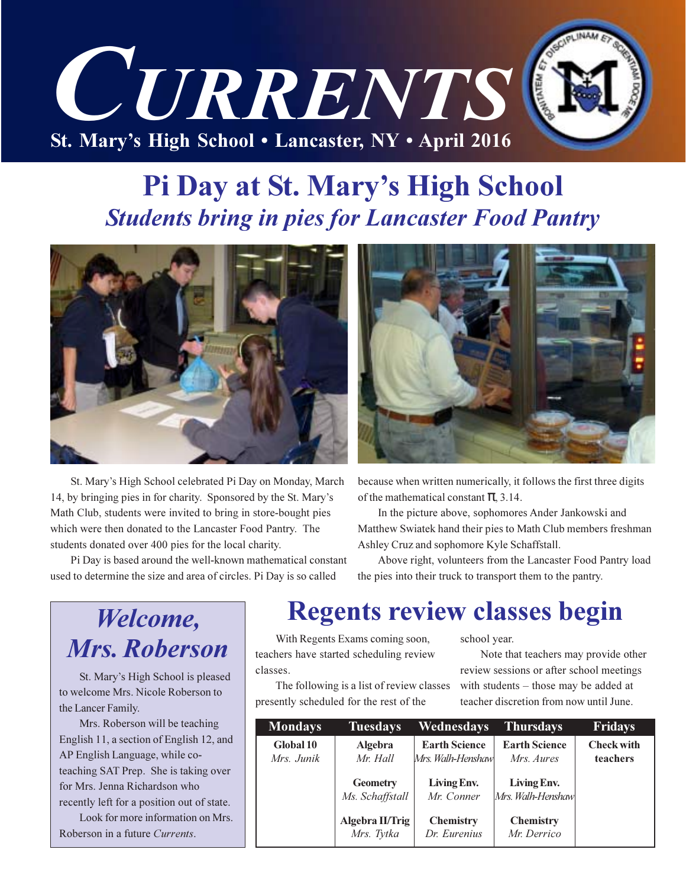# CURRENTS

St. Mary's High School • Lancaster, NY • April 2016

## Pi Day at St. Mary's High School

### *Students bring in pies for Lancaster Food Pantry*

St. Mary's High School celebrated Pi Day on Monday, March 14, by bringing pies in for charity. Sponsored by the St. Mary's Math Club, students were invited to bring in store-bought pies which were then donated to the Lancaster Food Pantry. The students donated over 400 pies for the local charity.

Pi Day is based around the well-known mathematical constant used to determine the size and area of circles. Pi Day is so called because when written numerically, it follows the first three digits of the mathematical constant $\pi$, 3.14.

In the picture above, sophomores Ander Jankowski and Matthew Swiatek hand their pies to Math Club members freshman Ashley Cruz and sophomore Kyle Schaffstall.

Above right, volunteers from the Lancaster Food Pantry load the pies into their truck to transport them to the pantry.

## *Welcome, Mrs. Roberson*

St. Mary's High School is pleased to welcome Mrs. Nicole Roberson to the Lancer Family.

Mrs. Roberson will be teaching English 11, a section of English 12, and AP English Language, while co-teaching SAT Prep. She is taking over for Mrs. Jenna Richardson who recently left for a position out of state.

Look for more information on Mrs. Roberson in a future *Currents*.

## Regents review classes begin

With Regents Exams coming soon, teachers have started scheduling review classes.

The following is a list of review classes presently scheduled for the rest of the school year.

Note that teachers may provide other review sessions or after school meetings with students – those may be added at teacher discretion from now until June.

| Mondays | Tuesdays | Wednesdays | Thursdays | Fridays |
|---|---|---|---|---|
| **Global 10** *Mrs. Junik* | **Algebra** *Mr. Hall* | **Earth Science** *Mrs. Walh-Henshaw* | **Earth Science** *Mrs. Aures* | **Check with teachers** |
| | **Geometry** *Ms. Schaffstall* | **Living Env.** *Mr. Conner* | **Living Env.** *Mrs. Walh-Henshaw* | |
| | **Algebra II/Trig** *Mrs. Tytka* | **Chemistry** *Dr. Eurenius* | **Chemistry** *Mr. Derrico* | |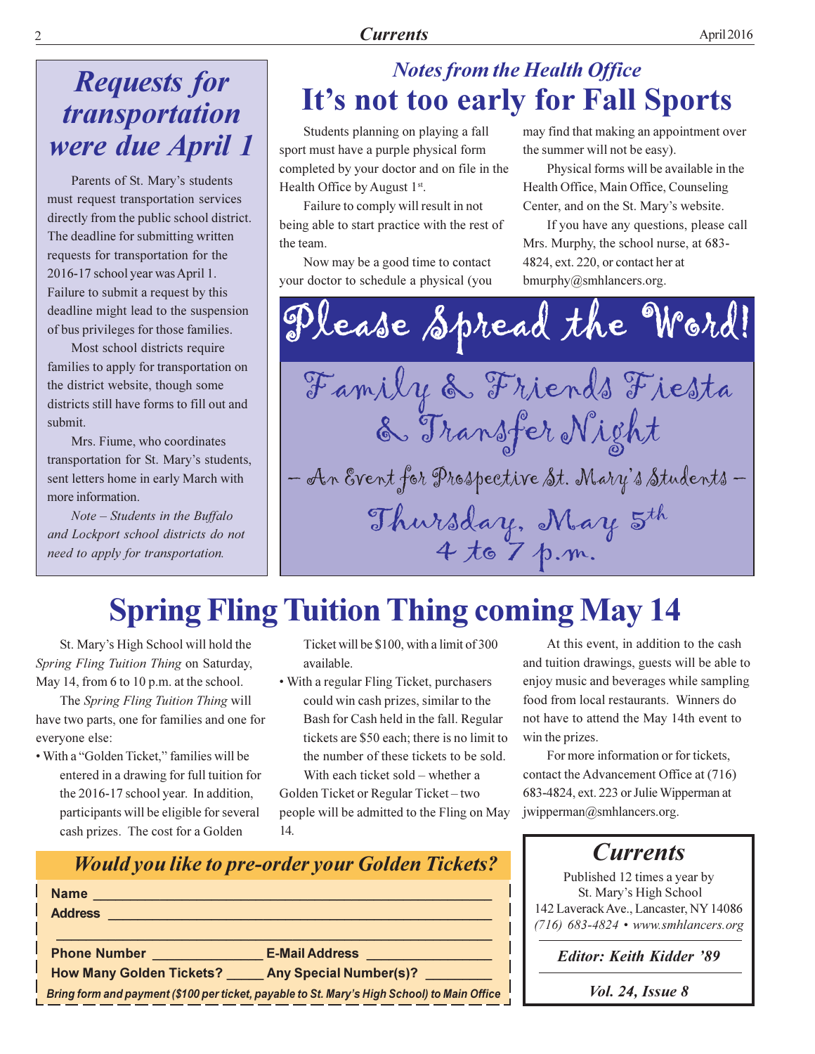## Requests for transportation were due April 1

Parents of St. Mary's students must request transportation services directly from the public school district. The deadline for submitting written requests for transportation for the 2016-17 school year was April 1. Failure to submit a request by this deadline might lead to the suspension of bus privileges for those families.

Most school districts require families to apply for transportation on the district website, though some districts still have forms to fill out and submit.

Mrs. Fiume, who coordinates transportation for St. Mary's students, sent letters home in early March with more information.

*Note – Students in the Buffalo and Lockport school districts do not need to apply for transportation.*

*Notes from the Health Office*

## It's not too early for Fall Sports

Students planning on playing a fall sport must have a purple physical form completed by your doctor and on file in the Health Office by August 1st.

Failure to comply will result in not being able to start practice with the rest of the team.

Now may be a good time to contact your doctor to schedule a physical (you may find that making an appointment over the summer will not be easy).

Physical forms will be available in the Health Office, Main Office, Counseling Center, and on the St. Mary's website.

If you have any questions, please call Mrs. Murphy, the school nurse, at 683-4824, ext. 220, or contact her at bmurphy@smhlancers.org.

## Please Spread the Word!

**Family & Friends Fiesta & Transfer Night**

– An Event for Prospective St. Mary's Students –

**Thursday, May 5th**
**4 to 7 p.m.**

## Spring Fling Tuition Thing coming May 14

St. Mary's High School will hold the *Spring Fling Tuition Thing* on Saturday, May 14, from 6 to 10 p.m. at the school.

The *Spring Fling Tuition Thing* will have two parts, one for families and one for everyone else:

- With a "Golden Ticket," families will be entered in a drawing for full tuition for the 2016-17 school year. In addition, participants will be eligible for several cash prizes. The cost for a Golden Ticket will be $100, with a limit of 300 available.
- With a regular Fling Ticket, purchasers could win cash prizes, similar to the Bash for Cash held in the fall. Regular tickets are $50 each; there is no limit to the number of these tickets to be sold.

With each ticket sold – whether a Golden Ticket or Regular Ticket – two people will be admitted to the Fling on May 14.

At this event, in addition to the cash and tuition drawings, guests will be able to enjoy music and beverages while sampling food from local restaurants. Winners do not have to attend the May 14th event to win the prizes.

For more information or for tickets, contact the Advancement Office at (716) 683-4824, ext. 223 or Julie Wipperman at jwipperman@smhlancers.org.

### *Would you like to pre-order your Golden Tickets?*

**Name** ______________________________

**Address** ______________________________

______________________________

**Phone Number** ______________ **E-Mail Address** ______________

**How Many Golden Tickets?** _____ **Any Special Number(s)?** _________

***Bring form and payment ($100 per ticket, payable to St. Mary's High School) to Main Office***

### *Currents*

Published 12 times a year by
St. Mary's High School
142 Laverack Ave., Lancaster, NY 14086
*(716) 683-4824 • www.smhlancers.org*

***Editor: Keith Kidder '89***

***Vol. 24, Issue 8***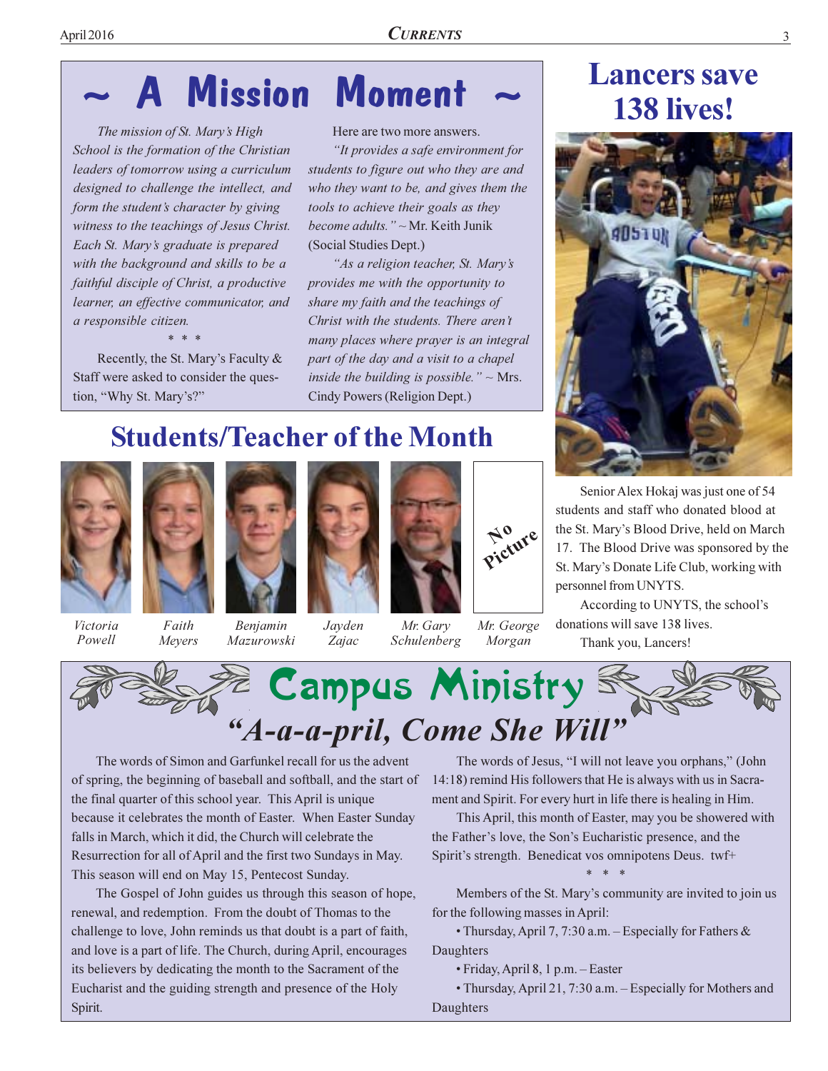# ~ A Mission Moment ~

*The mission of St. Mary's High School is the formation of the Christian leaders of tomorrow using a curriculum designed to challenge the intellect, and form the student's character by giving witness to the teachings of Jesus Christ. Each St. Mary's graduate is prepared with the background and skills to be a faithful disciple of Christ, a productive learner, an effective communicator, and a responsible citizen.*

\* \* \*

Recently, the St. Mary's Faculty & Staff were asked to consider the question, "Why St. Mary's?"

Here are two more answers.

*"It provides a safe environment for students to figure out who they are and who they want to be, and gives them the tools to achieve their goals as they become adults."* ~ Mr. Keith Junik (Social Studies Dept.)

*"As a religion teacher, St. Mary's provides me with the opportunity to share my faith and the teachings of Christ with the students. There aren't many places where prayer is an integral part of the day and a visit to a chapel inside the building is possible."* ~ Mrs. Cindy Powers (Religion Dept.)

## Students/Teacher of the Month

*Victoria Powell* — *Faith Meyers* — *Benjamin Mazurowski* — *Jayden Zajac* — *Mr. Gary Schulenberg* — *Mr. George Morgan*

No Picture

## Lancers save 138 lives!

Senior Alex Hokaj was just one of 54 students and staff who donated blood at the St. Mary's Blood Drive, held on March 17. The Blood Drive was sponsored by the St. Mary's Donate Life Club, working with personnel from UNYTS.

According to UNYTS, the school's donations will save 138 lives.

Thank you, Lancers!

# Campus Ministry

## *"A-a-a-pril, Come She Will"*

The words of Simon and Garfunkel recall for us the advent of spring, the beginning of baseball and softball, and the start of the final quarter of this school year. This April is unique because it celebrates the month of Easter. When Easter Sunday falls in March, which it did, the Church will celebrate the Resurrection for all of April and the first two Sundays in May. This season will end on May 15, Pentecost Sunday.

The Gospel of John guides us through this season of hope, renewal, and redemption. From the doubt of Thomas to the challenge to love, John reminds us that doubt is a part of faith, and love is a part of life. The Church, during April, encourages its believers by dedicating the month to the Sacrament of the Eucharist and the guiding strength and presence of the Holy Spirit.

The words of Jesus, "I will not leave you orphans," (John 14:18) remind His followers that He is always with us in Sacrament and Spirit. For every hurt in life there is healing in Him.

This April, this month of Easter, may you be showered with the Father's love, the Son's Eucharistic presence, and the Spirit's strength. Benedicat vos omnipotens Deus. twf+

\* \* \*

Members of the St. Mary's community are invited to join us for the following masses in April:

• Thursday, April 7, 7:30 a.m. – Especially for Fathers & Daughters

• Friday, April 8, 1 p.m. – Easter

• Thursday, April 21, 7:30 a.m. – Especially for Mothers and Daughters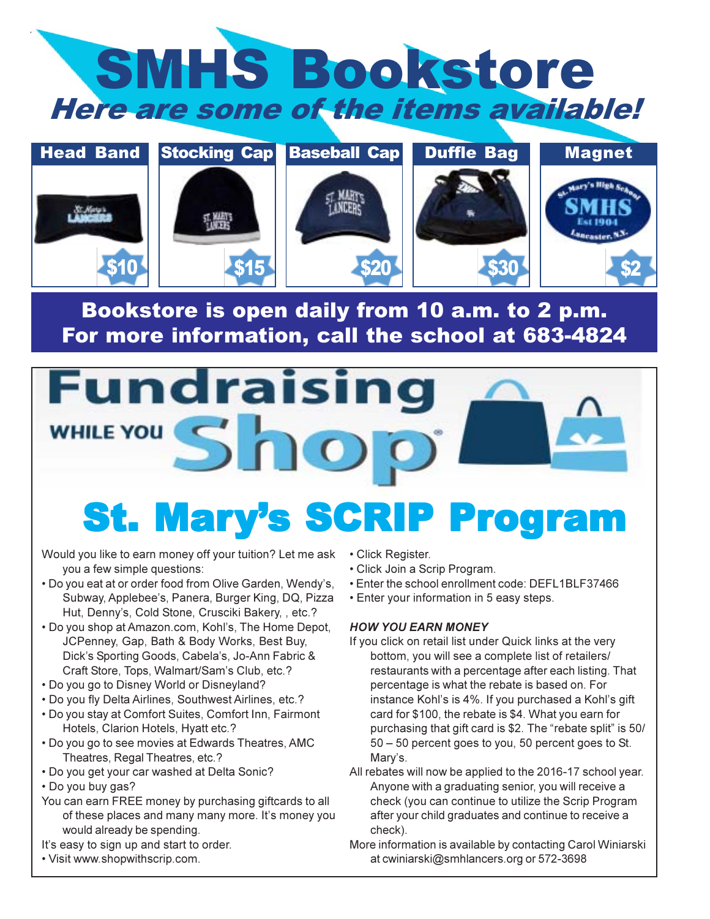# SMHS Bookstore

## *Here are some of the items available!*

| Head Band | Stocking Cap | Baseball Cap | Duffle Bag | Magnet |
|---|---|---|---|---|
| $10 | $15 | $20 | $30 | $2 |

**Bookstore is open daily from 10 a.m. to 2 p.m.**
**For more information, call the school at 683-4824**

# Fundraising WHILE YOU Shop®

# St. Mary's SCRIP Program

Would you like to earn money off your tuition? Let me ask you a few simple questions:

- Do you eat at or order food from Olive Garden, Wendy's, Subway, Applebee's, Panera, Burger King, DQ, Pizza Hut, Denny's, Cold Stone, Crusciki Bakery, , etc.?
- Do you shop at Amazon.com, Kohl's, The Home Depot, JCPenney, Gap, Bath & Body Works, Best Buy, Dick's Sporting Goods, Cabela's, Jo-Ann Fabric & Craft Store, Tops, Walmart/Sam's Club, etc.?
- Do you go to Disney World or Disneyland?
- Do you fly Delta Airlines, Southwest Airlines, etc.?
- Do you stay at Comfort Suites, Comfort Inn, Fairmont Hotels, Clarion Hotels, Hyatt etc.?
- Do you go to see movies at Edwards Theatres, AMC Theatres, Regal Theatres, etc.?
- Do you get your car washed at Delta Sonic?
- Do you buy gas?

You can earn FREE money by purchasing giftcards to all of these places and many many more. It's money you would already be spending.

It's easy to sign up and start to order.

- Visit www.shopwithscrip.com.
- Click Register.
- Click Join a Scrip Program.
- Enter the school enrollment code: DEFL1BLF37466
- Enter your information in 5 easy steps.

***HOW YOU EARN MONEY***

If you click on retail list under Quick links at the very bottom, you will see a complete list of retailers/ restaurants with a percentage after each listing. That percentage is what the rebate is based on. For instance Kohl's is 4%. If you purchased a Kohl's gift card for $100, the rebate is $4. What you earn for purchasing that gift card is $2. The "rebate split" is 50/ 50 – 50 percent goes to you, 50 percent goes to St. Mary's.

All rebates will now be applied to the 2016-17 school year. Anyone with a graduating senior, you will receive a check (you can continue to utilize the Scrip Program after your child graduates and continue to receive a check).

More information is available by contacting Carol Winiarski at cwiniarski@smhlancers.org or 572-3698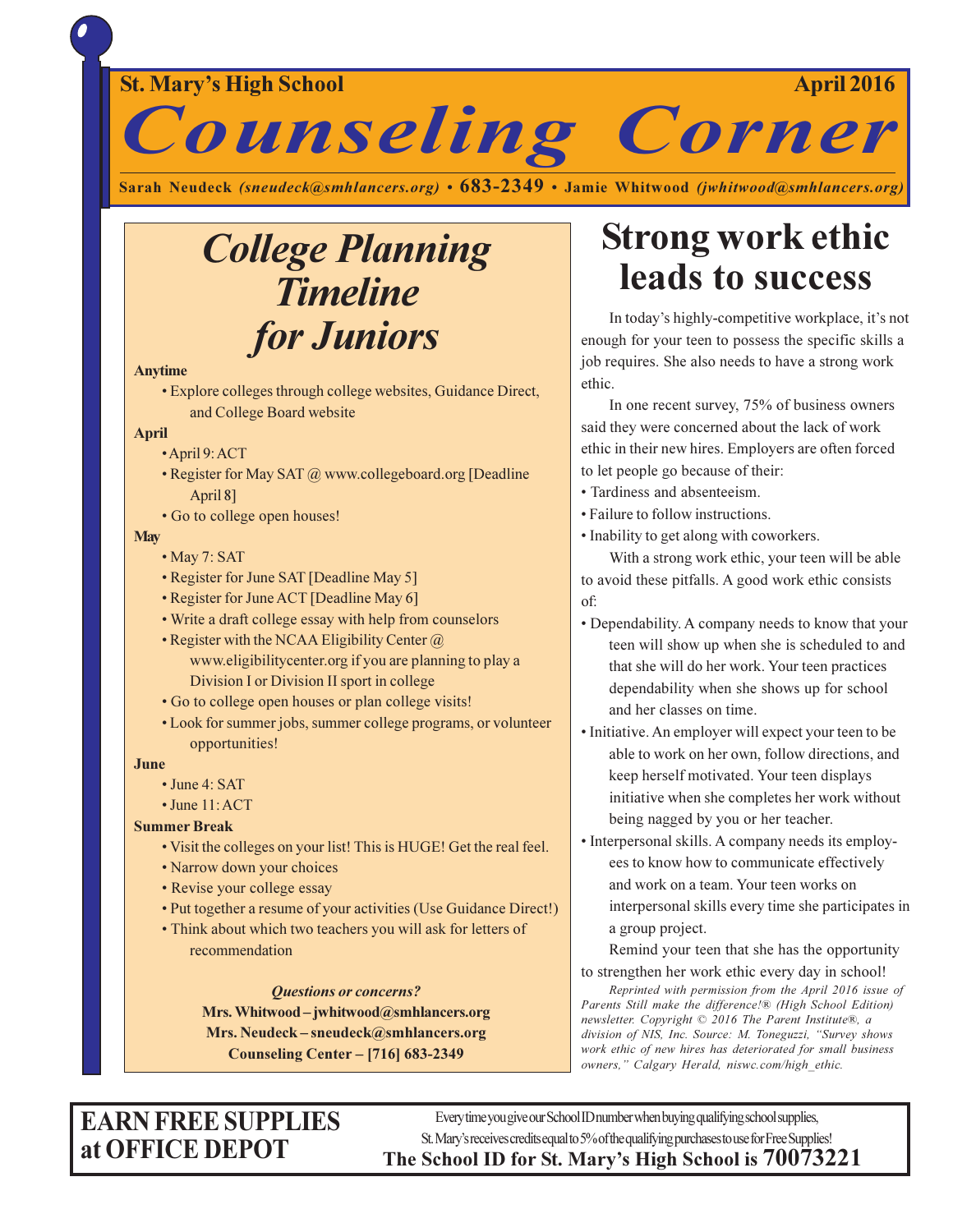**St. Mary's High School** **April 2016**

# Counseling Corner

**Sarah Neudeck** *(sneudeck@smhlancers.org)* • **683-2349** • **Jamie Whitwood** *(jwhitwood@smhlancers.org)*

## *College Planning Timeline for Juniors*

**Anytime**

- Explore colleges through college websites, Guidance Direct, and College Board website

**April**

- April 9: ACT
- Register for May SAT @ www.collegeboard.org [Deadline April 8]
- Go to college open houses!

**May**

- May 7: SAT
- Register for June SAT [Deadline May 5]
- Register for June ACT [Deadline May 6]
- Write a draft college essay with help from counselors
- Register with the NCAA Eligibility Center @ www.eligibilitycenter.org if you are planning to play a Division I or Division II sport in college
- Go to college open houses or plan college visits!
- Look for summer jobs, summer college programs, or volunteer opportunities!

**June**

- June 4: SAT
- June 11: ACT

**Summer Break**

- Visit the colleges on your list! This is HUGE! Get the real feel.
- Narrow down your choices
- Revise your college essay
- Put together a resume of your activities (Use Guidance Direct!)
- Think about which two teachers you will ask for letters of recommendation

***Questions or concerns?***
**Mrs. Whitwood – jwhitwood@smhlancers.org**
**Mrs. Neudeck – sneudeck@smhlancers.org**
**Counseling Center – [716] 683-2349**

## Strong work ethic leads to success

In today's highly-competitive workplace, it's not enough for your teen to possess the specific skills a job requires. She also needs to have a strong work ethic.

In one recent survey, 75% of business owners said they were concerned about the lack of work ethic in their new hires. Employers are often forced to let people go because of their:

- Tardiness and absenteeism.
- Failure to follow instructions.
- Inability to get along with coworkers.

With a strong work ethic, your teen will be able to avoid these pitfalls. A good work ethic consists of:

- Dependability. A company needs to know that your teen will show up when she is scheduled to and that she will do her work. Your teen practices dependability when she shows up for school and her classes on time.
- Initiative. An employer will expect your teen to be able to work on her own, follow directions, and keep herself motivated. Your teen displays initiative when she completes her work without being nagged by you or her teacher.
- Interpersonal skills. A company needs its employees to know how to communicate effectively and work on a team. Your teen works on interpersonal skills every time she participates in a group project.

Remind your teen that she has the opportunity to strengthen her work ethic every day in school!

*Reprinted with permission from the April 2016 issue of Parents Still make the difference!® (High School Edition) newsletter. Copyright © 2016 The Parent Institute®, a division of NIS, Inc. Source: M. Toneguzzi, "Survey shows work ethic of new hires has deteriorated for small business owners," Calgary Herald, niswc.com/high_ethic.*

**EARN FREE SUPPLIES at OFFICE DEPOT**

Every time you give our School ID number when buying qualifying school supplies, St. Mary's receives credits equal to 5% of the qualifying purchases to use for Free Supplies!
**The School ID for St. Mary's High School is 70073221**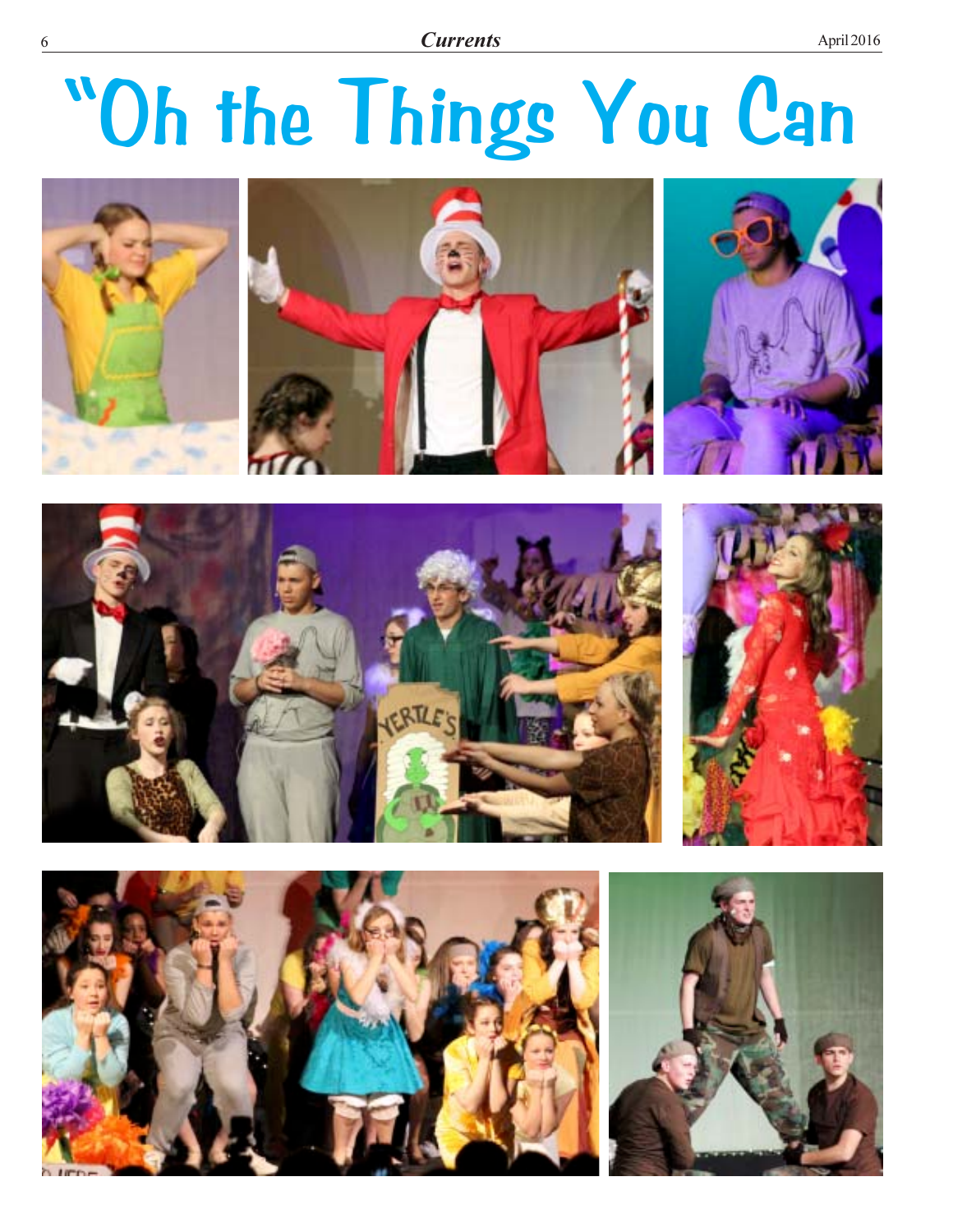# "Oh the Things You Can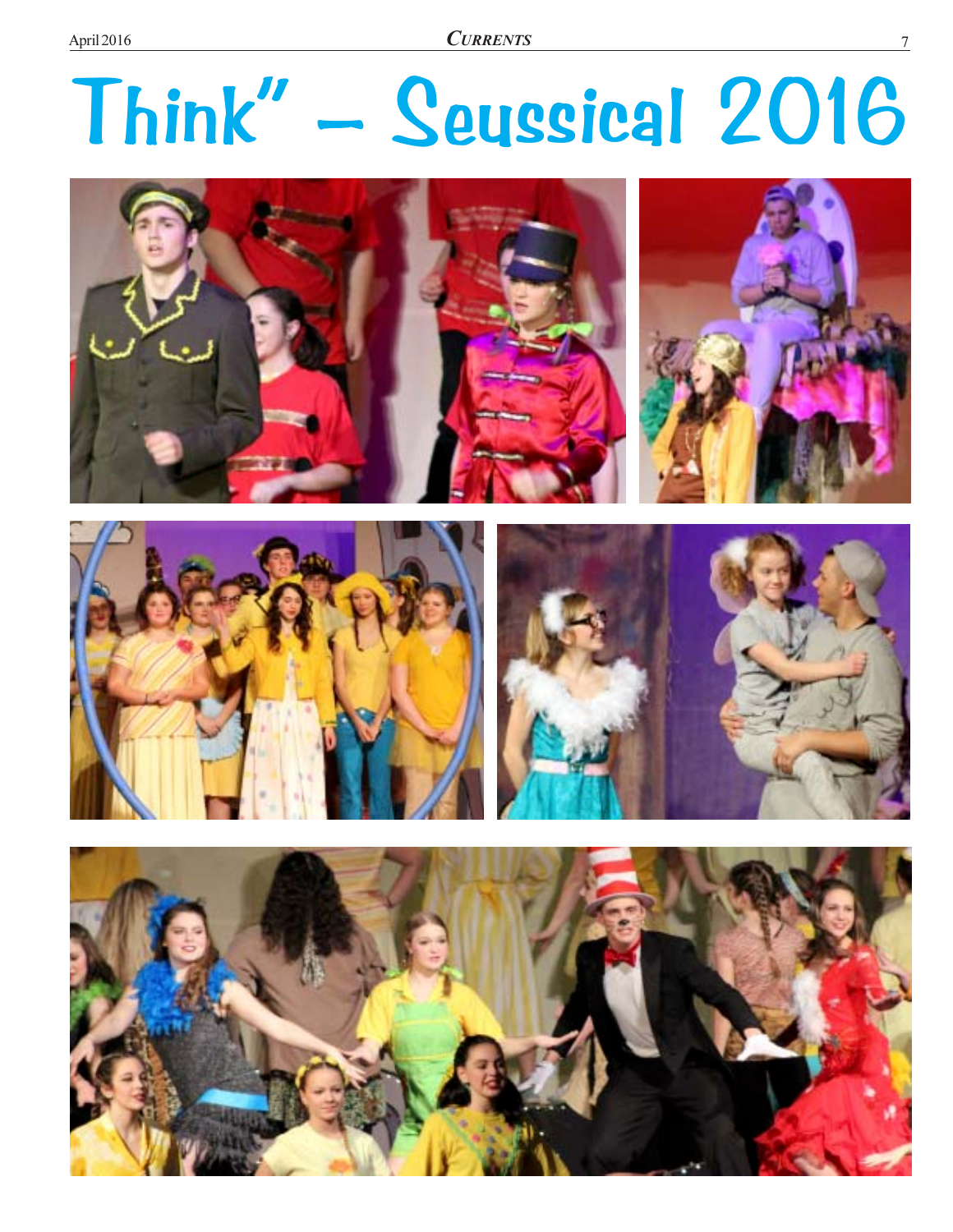# Think" – Seussical 2016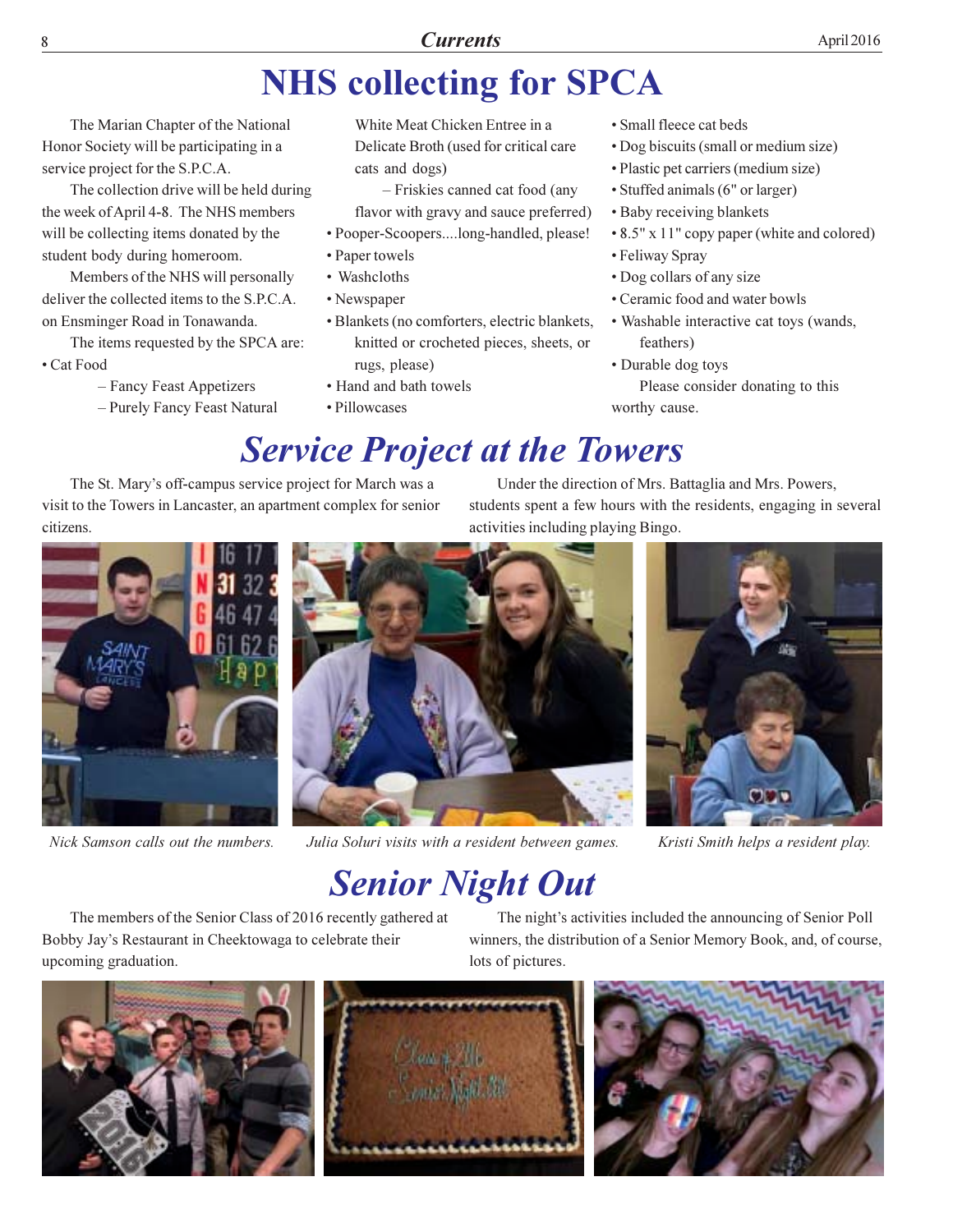# NHS collecting for SPCA

The Marian Chapter of the National Honor Society will be participating in a service project for the S.P.C.A.

The collection drive will be held during the week of April 4-8. The NHS members will be collecting items donated by the student body during homeroom.

Members of the NHS will personally deliver the collected items to the S.P.C.A. on Ensminger Road in Tonawanda.

The items requested by the SPCA are:

- Cat Food
  - – Fancy Feast Appetizers
  - – Purely Fancy Feast Natural White Meat Chicken Entree in a Delicate Broth (used for critical care cats and dogs)
  - – Friskies canned cat food (any flavor with gravy and sauce preferred)
- Pooper-Scoopers....long-handled, please!
- Paper towels
- Washcloths
- Newspaper
- Blankets (no comforters, electric blankets, knitted or crocheted pieces, sheets, or rugs, please)
- Hand and bath towels
- Pillowcases
- Small fleece cat beds
- Dog biscuits (small or medium size)
- Plastic pet carriers (medium size)
- Stuffed animals (6" or larger)
- Baby receiving blankets
- 8.5" x 11" copy paper (white and colored)
- Feliway Spray
- Dog collars of any size
- Ceramic food and water bowls
- Washable interactive cat toys (wands, feathers)
- Durable dog toys

Please consider donating to this worthy cause.

# *Service Project at the Towers*

The St. Mary's off-campus service project for March was a visit to the Towers in Lancaster, an apartment complex for senior citizens.

Under the direction of Mrs. Battaglia and Mrs. Powers, students spent a few hours with the residents, engaging in several activities including playing Bingo.

*Nick Samson calls out the numbers.*

*Julia Soluri visits with a resident between games.*

*Kristi Smith helps a resident play.*

# *Senior Night Out*

The members of the Senior Class of 2016 recently gathered at Bobby Jay's Restaurant in Cheektowaga to celebrate their upcoming graduation.

The night's activities included the announcing of Senior Poll winners, the distribution of a Senior Memory Book, and, of course, lots of pictures.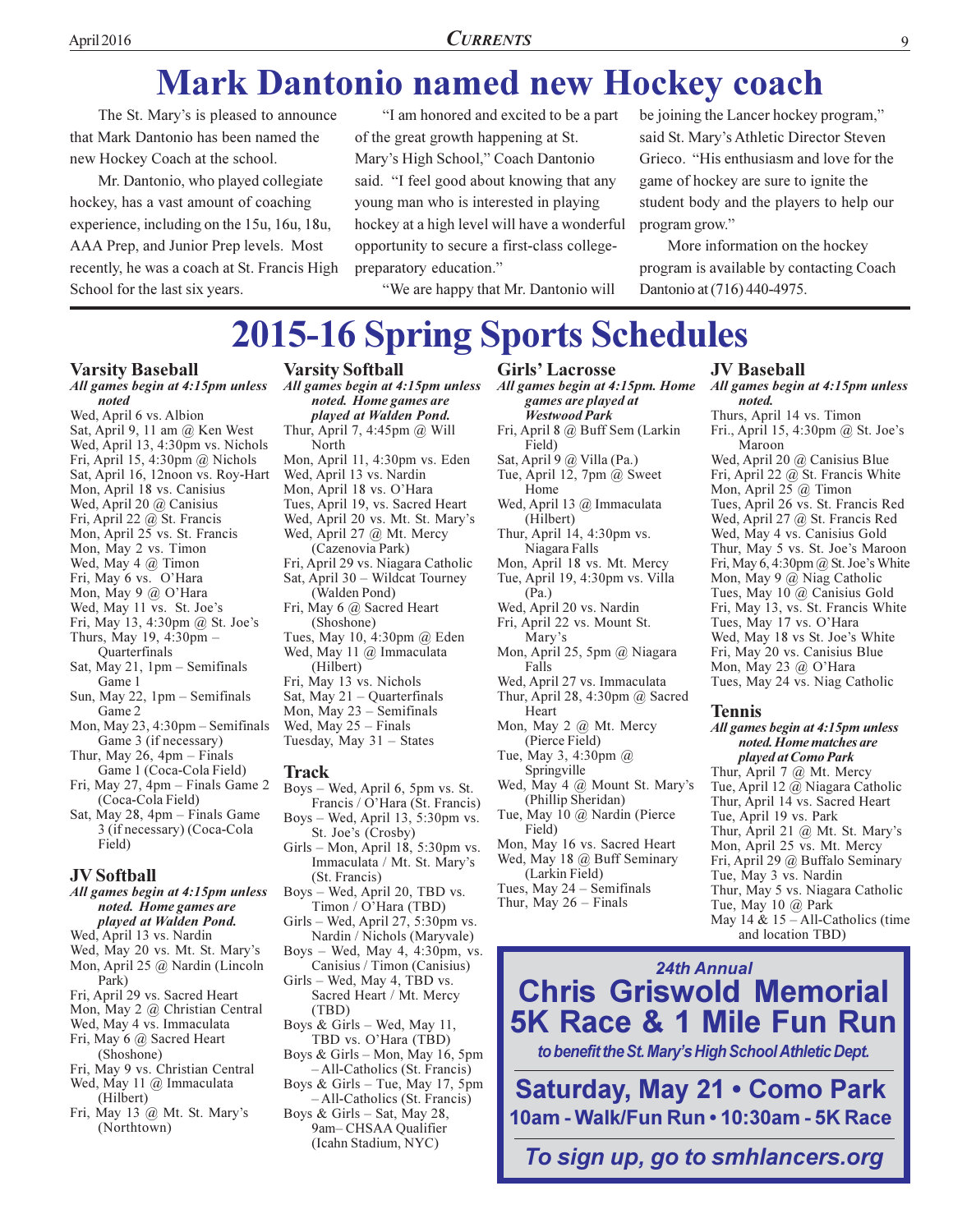# Mark Dantonio named new Hockey coach

The St. Mary's is pleased to announce that Mark Dantonio has been named the new Hockey Coach at the school.

Mr. Dantonio, who played collegiate hockey, has a vast amount of coaching experience, including on the 15u, 16u, 18u, AAA Prep, and Junior Prep levels. Most recently, he was a coach at St. Francis High School for the last six years.

"I am honored and excited to be a part of the great growth happening at St. Mary's High School," Coach Dantonio said. "I feel good about knowing that any young man who is interested in playing hockey at a high level will have a wonderful opportunity to secure a first-class college-preparatory education."

"We are happy that Mr. Dantonio will be joining the Lancer hockey program," said St. Mary's Athletic Director Steven Grieco. "His enthusiasm and love for the game of hockey are sure to ignite the student body and the players to help our program grow."

More information on the hockey program is available by contacting Coach Dantonio at (716) 440-4975.

# 2015-16 Spring Sports Schedules

## Varsity Baseball

***All games begin at 4:15pm unless noted***

- Wed, April 6 vs. Albion
- Sat, April 9, 11 am @ Ken West
- Wed, April 13, 4:30pm vs. Nichols
- Fri, April 15, 4:30pm @ Nichols
- Sat, April 16, 12noon vs. Roy-Hart
- Mon, April 18 vs. Canisius
- Wed, April 20 @ Canisius
- Fri, April 22 @ St. Francis
- Mon, April 25 vs. St. Francis
- Mon, May 2 vs. Timon
- Wed, May 4 @ Timon
- Fri, May 6 vs. O'Hara
- Mon, May 9 @ O'Hara
- Wed, May 11 vs. St. Joe's
- Fri, May 13, 4:30pm @ St. Joe's
- Thurs, May 19, 4:30pm – Quarterfinals
- Sat, May 21, 1pm – Semifinals Game 1
- Sun, May 22, 1pm – Semifinals Game 2
- Mon, May 23, 4:30pm – Semifinals Game 3 (if necessary)
- Thur, May 26, 4pm – Finals Game 1 (Coca-Cola Field)
- Fri, May 27, 4pm – Finals Game 2 (Coca-Cola Field)
- Sat, May 28, 4pm – Finals Game 3 (if necessary) (Coca-Cola Field)

## JV Softball

***All games begin at 4:15pm unless noted. Home games are played at Walden Pond.***

- Wed, April 13 vs. Nardin
- Wed, May 20 vs. Mt. St. Mary's
- Mon, April 25 @ Nardin (Lincoln Park)
- Fri, April 29 vs. Sacred Heart
- Mon, May 2 @ Christian Central
- Wed, May 4 vs. Immaculata
- Fri, May 6 @ Sacred Heart (Shoshone)
- Fri, May 9 vs. Christian Central
- Wed, May 11 @ Immaculata (Hilbert)
- Fri, May 13 @ Mt. St. Mary's (Northtown)

## Varsity Softball

***All games begin at 4:15pm unless noted. Home games are played at Walden Pond.***

- Thur, April 7, 4:45pm @ Will North
- Mon, April 11, 4:30pm vs. Eden
- Wed, April 13 vs. Nardin
- Mon, April 18 vs. O'Hara
- Tues, April 19, vs. Sacred Heart
- Wed, April 20 vs. Mt. St. Mary's
- Wed, April 27 @ Mt. Mercy (Cazenovia Park)
- Fri, April 29 vs. Niagara Catholic
- Sat, April 30 – Wildcat Tourney (Walden Pond)
- Fri, May 6 @ Sacred Heart (Shoshone)
- Tues, May 10, 4:30pm @ Eden
- Wed, May 11 @ Immaculata (Hilbert)
- Fri, May 13 vs. Nichols
- Sat, May 21 – Quarterfinals
- Mon, May 23 – Semifinals
- Wed, May 25 – Finals
- Tuesday, May 31 – States

## Track

- Boys – Wed, April 6, 5pm vs. St. Francis / O'Hara (St. Francis)
- Boys – Wed, April 13, 5:30pm vs. St. Joe's (Crosby)
- Girls – Mon, April 18, 5:30pm vs. Immaculata / Mt. St. Mary's (St. Francis)
- Boys – Wed, April 20, TBD vs. Timon / O'Hara (TBD)
- Girls – Wed, April 27, 5:30pm vs. Nardin / Nichols (Maryvale)
- Boys – Wed, May 4, 4:30pm, vs. Canisius / Timon (Canisius)
- Girls – Wed, May 4, TBD vs. Sacred Heart / Mt. Mercy (TBD)
- Boys & Girls – Wed, May 11, TBD vs. O'Hara (TBD)
- Boys & Girls – Mon, May 16, 5pm – All-Catholics (St. Francis)
- Boys & Girls – Tue, May 17, 5pm – All-Catholics (St. Francis)
- Boys & Girls – Sat, May 28, 9am– CHSAA Qualifier (Icahn Stadium, NYC)

## Girls' Lacrosse

***All games begin at 4:15pm. Home games are played at Westwood Park***

- Fri, April 8 @ Buff Sem (Larkin Field)
- Sat, April 9 @ Villa (Pa.)
- Tue, April 12, 7pm @ Sweet Home
- Wed, April 13 @ Immaculata (Hilbert)
- Thur, April 14, 4:30pm vs. Niagara Falls
- Mon, April 18 vs. Mt. Mercy
- Tue, April 19, 4:30pm vs. Villa (Pa.)
- Wed, April 20 vs. Nardin
- Fri, April 22 vs. Mount St. Mary's
- Mon, April 25, 5pm @ Niagara Falls
- Wed, April 27 vs. Immaculata
- Thur, April 28, 4:30pm @ Sacred Heart
- Mon, May 2 @ Mt. Mercy (Pierce Field)
- Tue, May 3, 4:30pm @ Springville
- Wed, May 4 @ Mount St. Mary's (Phillip Sheridan)
- Tue, May 10 @ Nardin (Pierce Field)
- Mon, May 16 vs. Sacred Heart
- Wed, May 18 @ Buff Seminary (Larkin Field)
- Tues, May 24 – Semifinals
- Thur, May 26 – Finals

## JV Baseball

***All games begin at 4:15pm unless noted.***

- Thurs, April 14 vs. Timon
- Fri., April 15, 4:30pm @ St. Joe's Maroon
- Wed, April 20 @ Canisius Blue
- Fri, April 22 @ St. Francis White
- Mon, April 25 @ Timon
- Tues, April 26 vs. St. Francis Red
- Wed, April 27 @ St. Francis Red
- Wed, May 4 vs. Canisius Gold
- Thur, May 5 vs. St. Joe's Maroon
- Fri, May 6, 4:30pm @ St. Joe's White
- Mon, May 9 @ Niag Catholic
- Tues, May 10 @ Canisius Gold
- Fri, May 13, vs. St. Francis White
- Tues, May 17 vs. O'Hara
- Wed, May 18 vs St. Joe's White
- Fri, May 20 vs. Canisius Blue
- Mon, May 23 @ O'Hara
- Tues, May 24 vs. Niag Catholic

## Tennis

***All games begin at 4:15pm unless noted. Home matches are played at Como Park***

- Thur, April 7 @ Mt. Mercy
- Tue, April 12 @ Niagara Catholic
- Thur, April 14 vs. Sacred Heart
- Tue, April 19 vs. Park
- Thur, April 21 @ Mt. St. Mary's
- Mon, April 25 vs. Mt. Mercy
- Fri, April 29 @ Buffalo Seminary
- Tue, May 3 vs. Nardin
- Thur, May 5 vs. Niagara Catholic
- Tue, May 10 @ Park
- May 14 & 15 – All-Catholics (time and location TBD)

---

*24th Annual*

**Chris Griswold Memorial 5K Race & 1 Mile Fun Run**

*to benefit the St. Mary's High School Athletic Dept.*

**Saturday, May 21 • Como Park**

**10am - Walk/Fun Run • 10:30am - 5K Race**

***To sign up, go to smhlancers.org***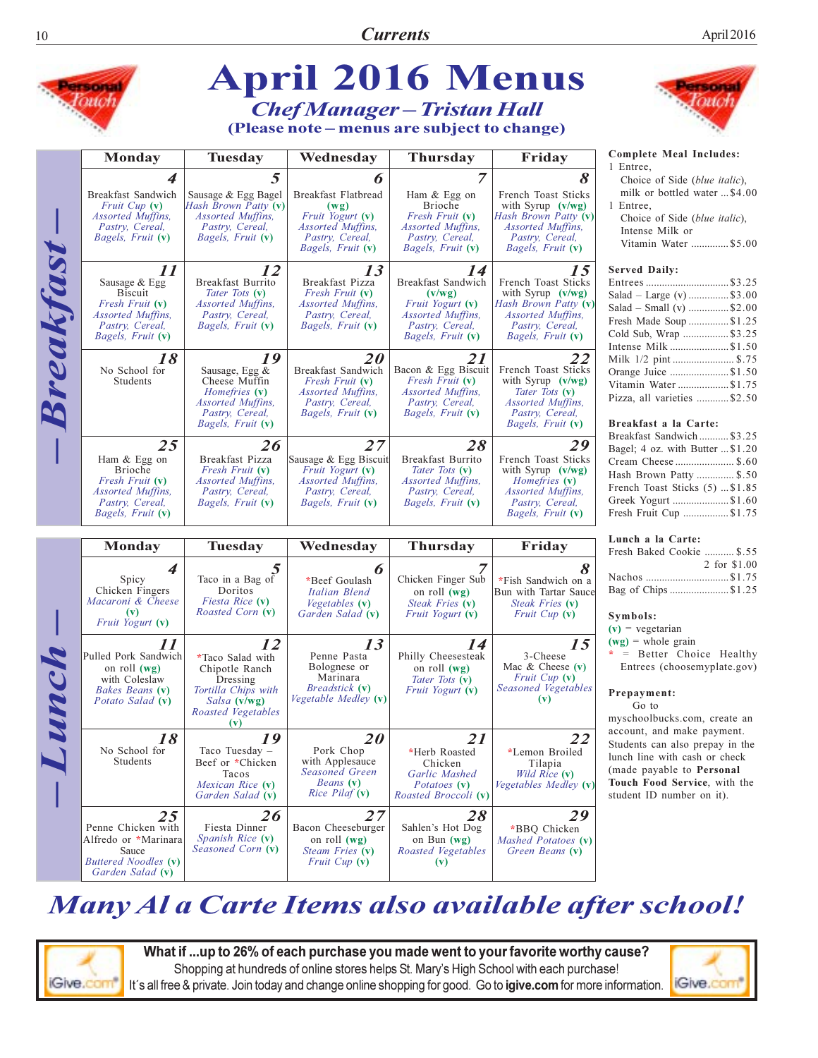# April 2016 Menus

## *Chef Manager – Tristan Hall*

**(Please note – menus are subject to change)**

### Breakfast

| Monday | Tuesday | Wednesday | Thursday | Friday |
|---|---|---|---|---|
| **4** Breakfast Sandwich *Fruit Cup* (v) *Assorted Muffins, Pastry, Cereal, Bagels, Fruit* (v) | **5** Sausage & Egg Bagel *Hash Brown Patty* (v) *Assorted Muffins, Pastry, Cereal, Bagels, Fruit* (v) | **6** Breakfast Flatbread (wg) *Fruit Yogurt* (v) *Assorted Muffins, Pastry, Cereal, Bagels, Fruit* (v) | **7** Ham & Egg on Brioche *Fresh Fruit* (v) *Assorted Muffins, Pastry, Cereal, Bagels, Fruit* (v) | **8** French Toast Sticks with Syrup (v/wg) *Hash Brown Patty* (v) *Assorted Muffins, Pastry, Cereal, Bagels, Fruit* (v) |
| **11** Sausage & Egg Biscuit *Fresh Fruit* (v) *Assorted Muffins, Pastry, Cereal, Bagels, Fruit* (v) | **12** Breakfast Burrito *Tater Tots* (v) *Assorted Muffins, Pastry, Cereal, Bagels, Fruit* (v) | **13** Breakfast Pizza *Fresh Fruit* (v) *Assorted Muffins, Pastry, Cereal, Bagels, Fruit* (v) | **14** Breakfast Sandwich (v/wg) *Fruit Yogurt* (v) *Assorted Muffins, Pastry, Cereal, Bagels, Fruit* (v) | **15** French Toast Sticks with Syrup (v/wg) *Hash Brown Patty* (v) *Assorted Muffins, Pastry, Cereal, Bagels, Fruit* (v) |
| **18** No School for Students | **19** Sausage, Egg & Cheese Muffin *Homefries* (v) *Assorted Muffins, Pastry, Cereal, Bagels, Fruit* (v) | **20** Breakfast Sandwich *Fresh Fruit* (v) *Assorted Muffins, Pastry, Cereal, Bagels, Fruit* (v) | **21** Bacon & Egg Biscuit *Fresh Fruit* (v) *Assorted Muffins, Pastry, Cereal, Bagels, Fruit* (v) | **22** French Toast Sticks with Syrup (v/wg) *Tater Tots* (v) *Assorted Muffins, Pastry, Cereal, Bagels, Fruit* (v) |
| **25** Ham & Egg on Brioche *Fresh Fruit* (v) *Assorted Muffins, Pastry, Cereal, Bagels, Fruit* (v) | **26** Breakfast Pizza *Fresh Fruit* (v) *Assorted Muffins, Pastry, Cereal, Bagels, Fruit* (v) | **27** Sausage & Egg Biscuit *Fruit Yogurt* (v) *Assorted Muffins, Pastry, Cereal, Bagels, Fruit* (v) | **28** Breakfast Burrito *Tater Tots* (v) *Assorted Muffins, Pastry, Cereal, Bagels, Fruit* (v) | **29** French Toast Sticks with Syrup (v/wg) *Homefries* (v) *Assorted Muffins, Pastry, Cereal, Bagels, Fruit* (v) |

### Lunch

| Monday | Tuesday | Wednesday | Thursday | Friday |
|---|---|---|---|---|
| **4** Spicy Chicken Fingers *Macaroni & Cheese* (v) *Fruit Yogurt* (v) | **5** Taco in a Bag of Doritos *Fiesta Rice* (v) *Roasted Corn* (v) | **6** *Beef Goulash *Italian Blend Vegetables* (v) *Garden Salad* (v) | **7** Chicken Finger Sub on roll (wg) *Steak Fries* (v) *Fruit Yogurt* (v) | **8** *Fish Sandwich on a Bun with Tartar Sauce *Steak Fries* (v) *Fruit Cup* (v) |
| **11** Pulled Pork Sandwich on roll (wg) with Coleslaw *Bakes Beans* (v) *Potato Salad* (v) | **12** *Taco Salad with Chipotle Ranch Dressing *Tortilla Chips with Salsa* (v/wg) *Roasted Vegetables* (v) | **13** Penne Pasta Bolognese or Marinara *Breadstick* (v) *Vegetable Medley* (v) | **14** Philly Cheesesteak on roll (wg) *Tater Tots* (v) *Fruit Yogurt* (v) | **15** 3-Cheese Mac & Cheese (v) *Fruit Cup* (v) *Seasoned Vegetables* (v) |
| **18** No School for Students | **19** Taco Tuesday – Beef or *Chicken Tacos *Mexican Rice* (v) *Garden Salad* (v) | **20** Pork Chop with Applesauce *Seasoned Green Beans* (v) *Rice Pilaf* (v) | **21** *Herb Roasted Chicken *Garlic Mashed Potatoes* (v) *Roasted Broccoli* (v) | **22** *Lemon Broiled Tilapia *Wild Rice* (v) *Vegetables Medley* (v) |
| **25** Penne Chicken with Alfredo or *Marinara Sauce *Buttered Noodles* (v) *Garden Salad* (v) | **26** Fiesta Dinner *Spanish Rice* (v) *Seasoned Corn* (v) | **27** Bacon Cheeseburger on roll (wg) *Steam Fries* (v) *Fruit Cup* (v) | **28** Sahlen's Hot Dog on Bun (wg) *Roasted Vegetables* (v) | **29** *BBQ Chicken *Mashed Potatoes* (v) *Green Beans* (v) |

**Complete Meal Includes:**

1 Entree, Choice of Side (*blue italic*), milk or bottled water ... $4.00

1 Entree, Choice of Side (*blue italic*), Intense Milk or Vitamin Water ... $5.00

**Served Daily:**

- Entrees ... $3.25
- Salad – Large (v) ... $3.00
- Salad – Small (v) ... $2.00
- Fresh Made Soup ... $1.25
- Cold Sub, Wrap ... $3.25
- Intense Milk ... $1.50
- Milk 1/2 pint ... $.75
- Orange Juice ... $1.50
- Vitamin Water ... $1.75
- Pizza, all varieties ... $2.50

**Breakfast a la Carte:**

- Breakfast Sandwich ... $3.25
- Bagel; 4 oz. with Butter ... $1.20
- Cream Cheese ... $.60
- Hash Brown Patty ... $.50
- French Toast Sticks (5) ... $1.85
- Greek Yogurt ... $1.60
- Fresh Fruit Cup ... $1.75

**Lunch a la Carte:**

- Fresh Baked Cookie ... $.55, 2 for $1.00
- Nachos ... $1.75
- Bag of Chips ... $1.25

**Symbols:**

(v) = vegetarian
(wg) = whole grain
* = Better Choice Healthy Entrees (choosemyplate.gov)

**Prepayment:**

Go to myschoolbucks.com, create an account, and make payment. Students can also prepay in the lunch line with cash or check (made payable to **Personal Touch Food Service**, with the student ID number on it).

## *Many Al a Carte Items also available after school!*

**What if ...up to 26% of each purchase you made went to your favorite worthy cause?**
Shopping at hundreds of online stores helps St. Mary's High School with each purchase!
It's all free & private. Join today and change online shopping for good. Go to **igive.com** for more information.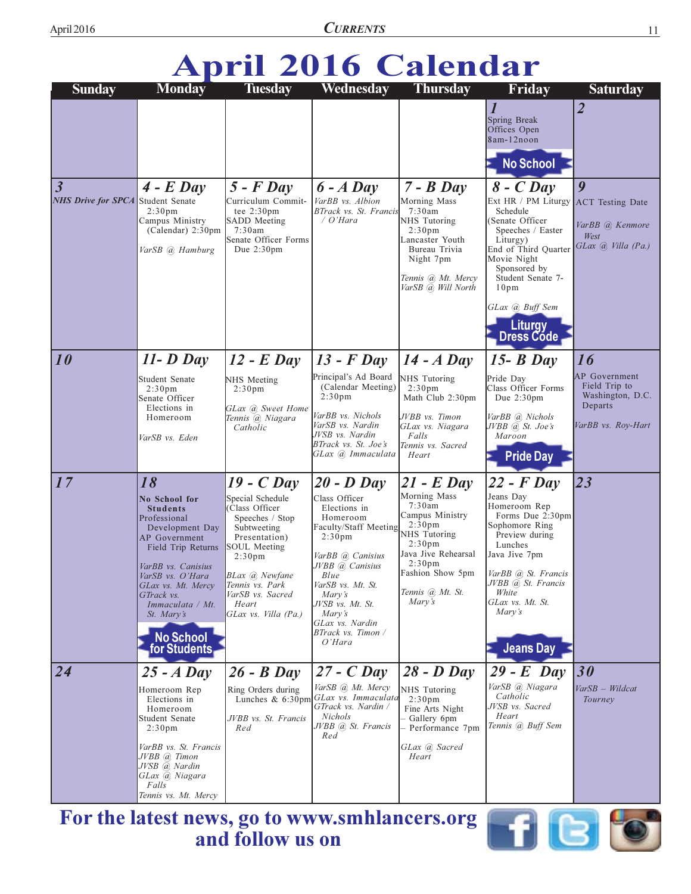# April 2016 Calendar

| Sunday | Monday | Tuesday | Wednesday | Thursday | Friday | Saturday |
|---|---|---|---|---|---|---|
| | | | | | **1** Spring Break Offices Open 8am-12noon **No School** | **2** |
| **3** *NHS Drive for SPCA* | **4 - E Day** Student Senate 2:30pm Campus Ministry (Calendar) 2:30pm *VarSB @ Hamburg* | **5 - F Day** Curriculum Committee 2:30pm SADD Meeting 7:30am Senate Officer Forms Due 2:30pm | **6 - A Day** *VarBB vs. Albion* *BTrack vs. St. Francis / O'Hara* | **7 - B Day** Morning Mass 7:30am NHS Tutoring 2:30pm Lancaster Youth Bureau Trivia Night 7pm *Tennis @ Mt. Mercy* *VarSB @ Will North* | **8 - C Day** Ext HR / PM Liturgy Schedule (Senate Officer Speeches / Easter Liturgy) End of Third Quarter Movie Night Sponsored by Student Senate 7-10pm *GLax @ Buff Sem* **Liturgy Dress Code** | **9** ACT Testing Date *VarBB @ Kenmore West* *GLax @ Villa (Pa.)* |
| **10** | **11- D Day** Student Senate 2:30pm Senate Officer Elections in Homeroom *VarSB vs. Eden* | **12 - E Day** NHS Meeting 2:30pm *GLax @ Sweet Home* *Tennis @ Niagara Catholic* | **13 - F Day** Principal's Ad Board (Calendar Meeting) 2:30pm *VarBB vs. Nichols* *VarSB vs. Nardin* *JVSB vs. Nardin* *BTrack vs. St. Joe's* *GLax @ Immaculata* | **14 - A Day** NHS Tutoring 2:30pm Math Club 2:30pm *JVBB vs. Timon* *GLax vs. Niagara Falls* *Tennis vs. Sacred Heart* | **15- B Day** Pride Day Class Officer Forms Due 2:30pm *VarBB @ Nichols* *JVBB @ St. Joe's Maroon* **Pride Day** | **16** AP Government Field Trip to Washington, D.C. Departs *VarBB vs. Roy-Hart* |
| **17** | **18** **No School for Students** Professional Development Day AP Government Field Trip Returns *VarBB vs. Canisius* *VarSB vs. O'Hara* *GLax vs. Mt. Mercy* *GTrack vs. Immaculata / Mt. St. Mary's* **No School for Students** | **19 - C Day** Special Schedule (Class Officer Speeches / Stop Subtweeting Presentation) SOUL Meeting 2:30pm *BLax @ Newfane* *Tennis vs. Park* *VarSB vs. Sacred Heart* *GLax vs. Villa (Pa.)* | **20 - D Day** Class Officer Elections in Homeroom Faculty/Staff Meeting 2:30pm *VarBB @ Canisius* *JVBB @ Canisius Blue* *VarSB vs. Mt. St. Mary's* *JVSB vs. Mt. St. Mary's* *GLax vs. Nardin* *BTrack vs. Timon / O'Hara* | **21 - E Day** Morning Mass 7:30am Campus Ministry 2:30pm NHS Tutoring 2:30pm Java Jive Rehearsal 2:30pm Fashion Show 5pm *Tennis @ Mt. St. Mary's* | **22 - F Day** Jeans Day Homeroom Rep Forms Due 2:30pm Sophomore Ring Preview during Lunches Java Jive 7pm *VarBB @ St. Francis* *JVBB @ St. Francis White* *GLax vs. Mt. St. Mary's* **Jeans Day** | **23** |
| **24** | **25 - A Day** Homeroom Rep Elections in Homeroom Student Senate 2:30pm *VarBB vs. St. Francis* *JVBB @ Timon* *JVSB @ Nardin* *GLax @ Niagara Falls* *Tennis vs. Mt. Mercy* | **26 - B Day** Ring Orders during Lunches & 6:30pm *JVBB vs. St. Francis Red* | **27 - C Day** *VarSB @ Mt. Mercy* *GLax vs. Immaculata* *GTrack vs. Nardin / Nichols* *JVBB @ St. Francis Red* | **28 - D Day** NHS Tutoring 2:30pm Fine Arts Night – Gallery 6pm – Performance 7pm *GLax @ Sacred Heart* | **29 - E Day** *VarSB @ Niagara Catholic* *JVSB vs. Sacred Heart* *Tennis @ Buff Sem* | **30** *VarSB – Wildcat Tourney* |

**For the latest news, go to www.smhlancers.org and follow us on**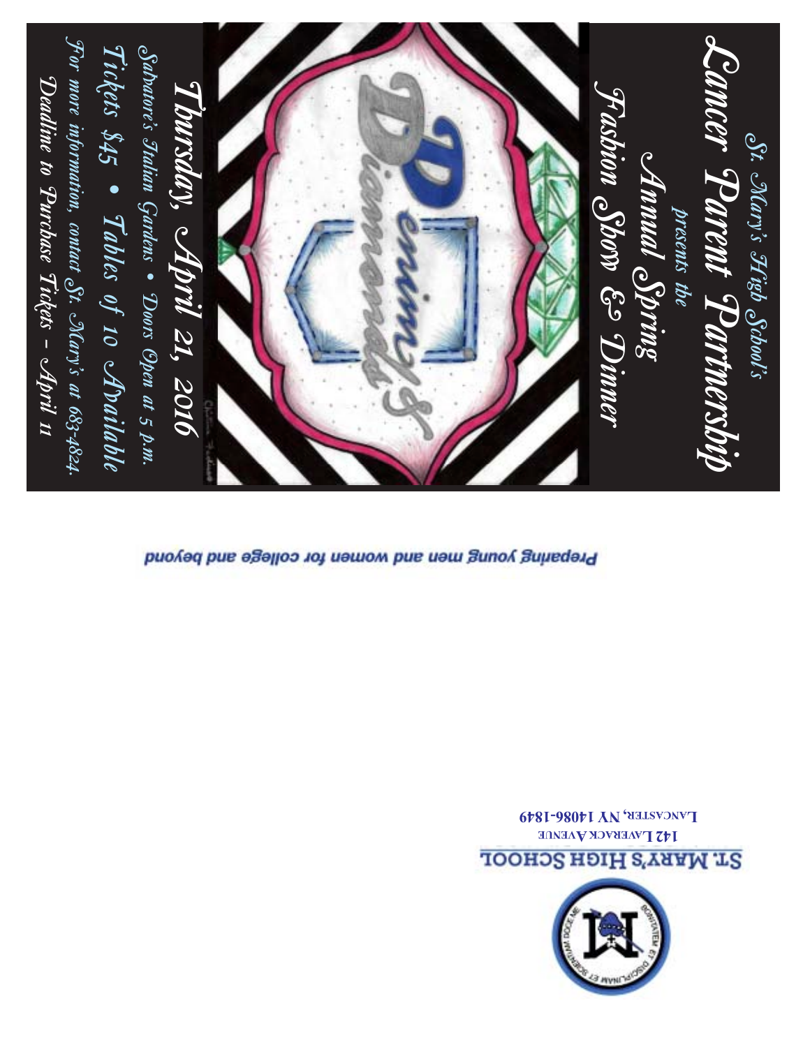St. Mary's High School's

# Lancer Parent Partnership

*presents the*

## Annual Spring Fashion Show & Dinner

Denim & Diamonds

## Thursday, April 21, 2016

Salvatore's Italian Gardens • Doors Open at 5 p.m.

Tickets $45 • Tables of 10 Available

For more information, contact St. Mary's at 683-4824.

Deadline to Purchase Tickets – April 11

Preparing young men and women for college and beyond

**ST. MARY'S HIGH SCHOOL**

142 LAVERACK AVENUE

LANCASTER, NY 14086-1849